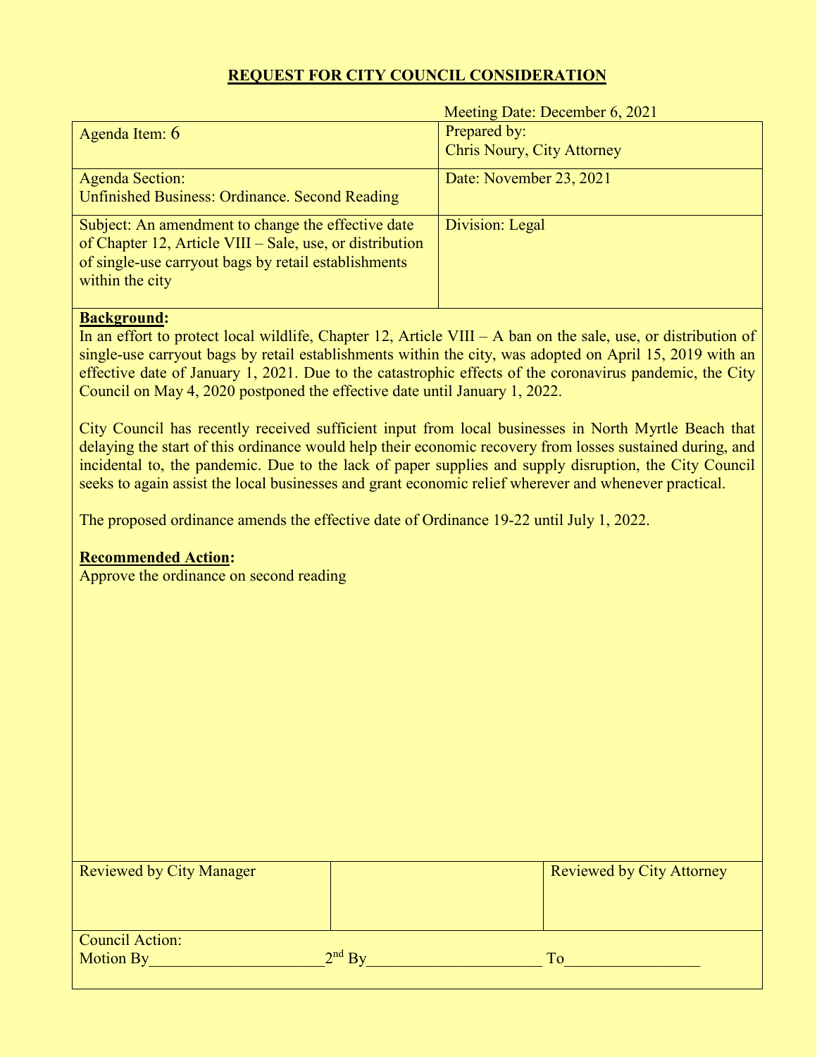# REQUEST FOR CITY COUNCIL CONSIDERATION

Meeting Date: December 6, 2021

| Agenda Item: 6 | Prepared by: Chris Noury, City Attorney |
|---|---|
| Agenda Section: Unfinished Business: Ordinance. Second Reading | Date: November 23, 2021 |
| Subject: An amendment to change the effective date of Chapter 12, Article VIII – Sale, use, or distribution of single-use carryout bags by retail establishments within the city | Division: Legal |

**Background:**

In an effort to protect local wildlife, Chapter 12, Article VIII – A ban on the sale, use, or distribution of single-use carryout bags by retail establishments within the city, was adopted on April 15, 2019 with an effective date of January 1, 2021. Due to the catastrophic effects of the coronavirus pandemic, the City Council on May 4, 2020 postponed the effective date until January 1, 2022.

City Council has recently received sufficient input from local businesses in North Myrtle Beach that delaying the start of this ordinance would help their economic recovery from losses sustained during, and incidental to, the pandemic. Due to the lack of paper supplies and supply disruption, the City Council seeks to again assist the local businesses and grant economic relief wherever and whenever practical.

The proposed ordinance amends the effective date of Ordinance 19-22 until July 1, 2022.

**Recommended Action:**

Approve the ordinance on second reading

| Reviewed by City Manager | | Reviewed by City Attorney |
|---|---|---|

Council Action:

Motion By\_\_\_\_\_\_\_\_\_\_\_\_\_\_\_\_\_\_\_\_\_\_ 2nd By\_\_\_\_\_\_\_\_\_\_\_\_\_\_\_\_\_\_\_\_\_\_ To\_\_\_\_\_\_\_\_\_\_\_\_\_\_\_\_\_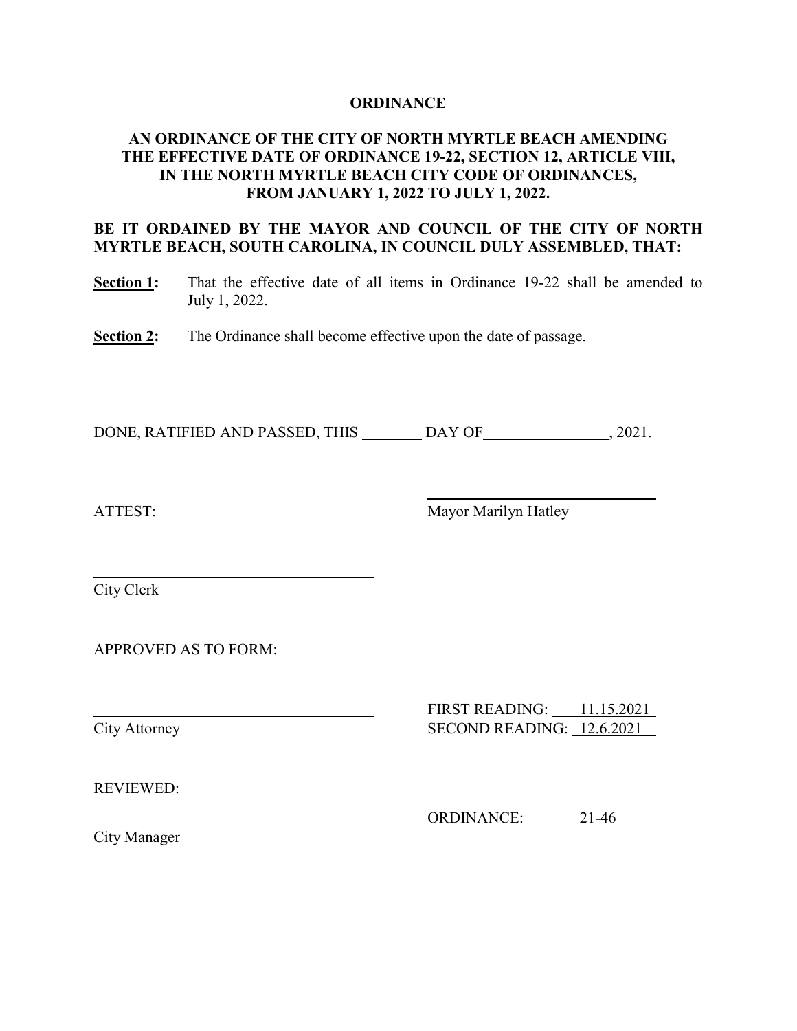# ORDINANCE

## AN ORDINANCE OF THE CITY OF NORTH MYRTLE BEACH AMENDING THE EFFECTIVE DATE OF ORDINANCE 19-22, SECTION 12, ARTICLE VIII, IN THE NORTH MYRTLE BEACH CITY CODE OF ORDINANCES, FROM JANUARY 1, 2022 TO JULY 1, 2022.

**BE IT ORDAINED BY THE MAYOR AND COUNCIL OF THE CITY OF NORTH MYRTLE BEACH, SOUTH CAROLINA, IN COUNCIL DULY ASSEMBLED, THAT:**

**Section 1:** That the effective date of all items in Ordinance 19-22 shall be amended to July 1, 2022.

**Section 2:** The Ordinance shall become effective upon the date of passage.

DONE, RATIFIED AND PASSED, THIS ________ DAY OF________________, 2021.

ATTEST:

______________________________
Mayor Marilyn Hatley

______________________________
City Clerk

APPROVED AS TO FORM:

______________________________
City Attorney

FIRST READING: 11.15.2021
SECOND READING: 12.6.2021

REVIEWED:

______________________________
City Manager

ORDINANCE: 21-46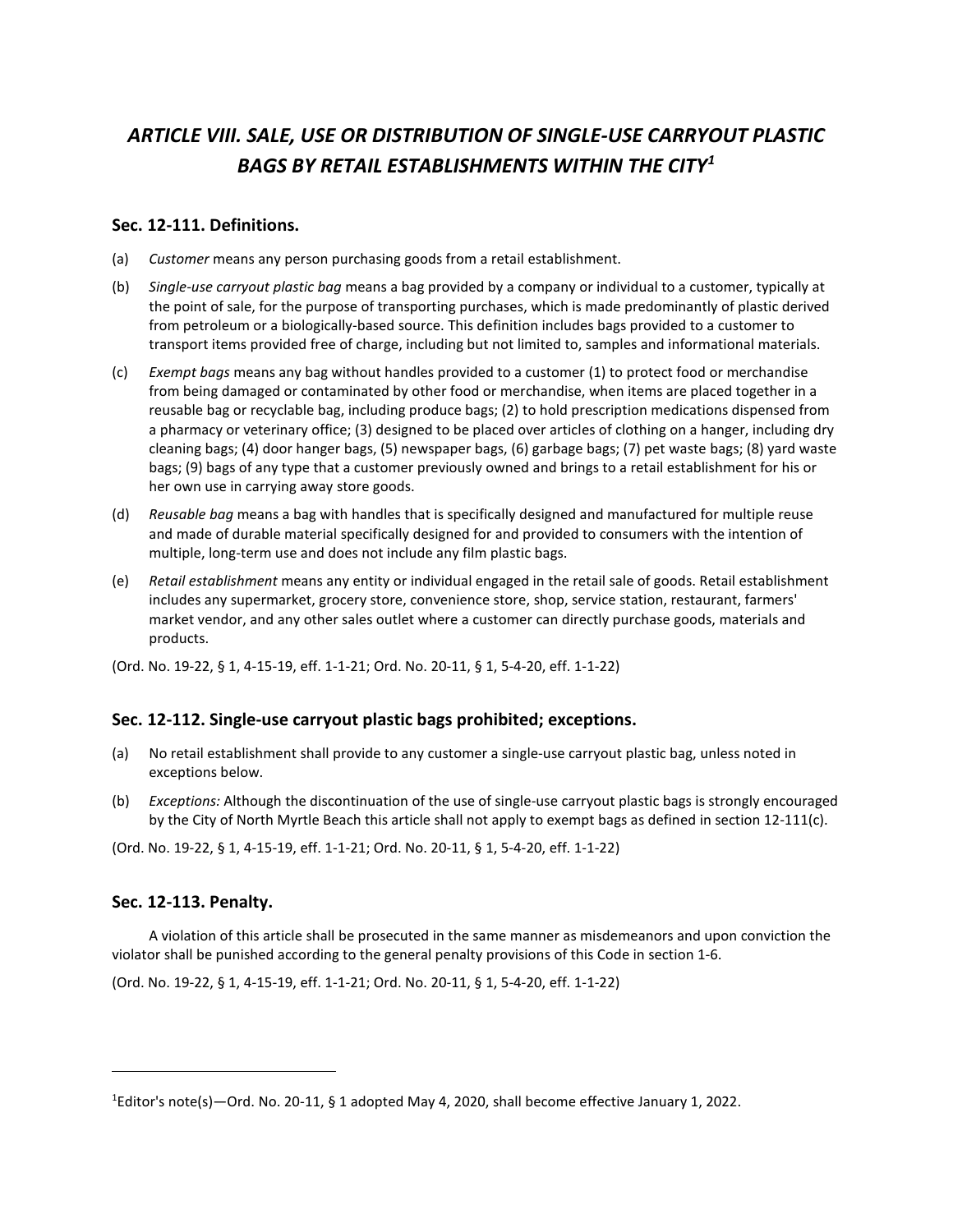# *ARTICLE VIII. SALE, USE OR DISTRIBUTION OF SINGLE-USE CARRYOUT PLASTIC BAGS BY RETAIL ESTABLISHMENTS WITHIN THE CITY*[1]

## Sec. 12-111. Definitions.

(a) *Customer* means any person purchasing goods from a retail establishment.

(b) *Single-use carryout plastic bag* means a bag provided by a company or individual to a customer, typically at the point of sale, for the purpose of transporting purchases, which is made predominantly of plastic derived from petroleum or a biologically-based source. This definition includes bags provided to a customer to transport items provided free of charge, including but not limited to, samples and informational materials.

(c) *Exempt bags* means any bag without handles provided to a customer (1) to protect food or merchandise from being damaged or contaminated by other food or merchandise, when items are placed together in a reusable bag or recyclable bag, including produce bags; (2) to hold prescription medications dispensed from a pharmacy or veterinary office; (3) designed to be placed over articles of clothing on a hanger, including dry cleaning bags; (4) door hanger bags, (5) newspaper bags, (6) garbage bags; (7) pet waste bags; (8) yard waste bags; (9) bags of any type that a customer previously owned and brings to a retail establishment for his or her own use in carrying away store goods.

(d) *Reusable bag* means a bag with handles that is specifically designed and manufactured for multiple reuse and made of durable material specifically designed for and provided to consumers with the intention of multiple, long-term use and does not include any film plastic bags.

(e) *Retail establishment* means any entity or individual engaged in the retail sale of goods. Retail establishment includes any supermarket, grocery store, convenience store, shop, service station, restaurant, farmers' market vendor, and any other sales outlet where a customer can directly purchase goods, materials and products.

(Ord. No. 19-22, § 1, 4-15-19, eff. 1-1-21; Ord. No. 20-11, § 1, 5-4-20, eff. 1-1-22)

## Sec. 12-112. Single-use carryout plastic bags prohibited; exceptions.

(a) No retail establishment shall provide to any customer a single-use carryout plastic bag, unless noted in exceptions below.

(b) *Exceptions:* Although the discontinuation of the use of single-use carryout plastic bags is strongly encouraged by the City of North Myrtle Beach this article shall not apply to exempt bags as defined in section 12-111(c).

(Ord. No. 19-22, § 1, 4-15-19, eff. 1-1-21; Ord. No. 20-11, § 1, 5-4-20, eff. 1-1-22)

## Sec. 12-113. Penalty.

A violation of this article shall be prosecuted in the same manner as misdemeanors and upon conviction the violator shall be punished according to the general penalty provisions of this Code in section 1-6.

(Ord. No. 19-22, § 1, 4-15-19, eff. 1-1-21; Ord. No. 20-11, § 1, 5-4-20, eff. 1-1-22)

---

[1]Editor's note(s)—Ord. No. 20-11, § 1 adopted May 4, 2020, shall become effective January 1, 2022.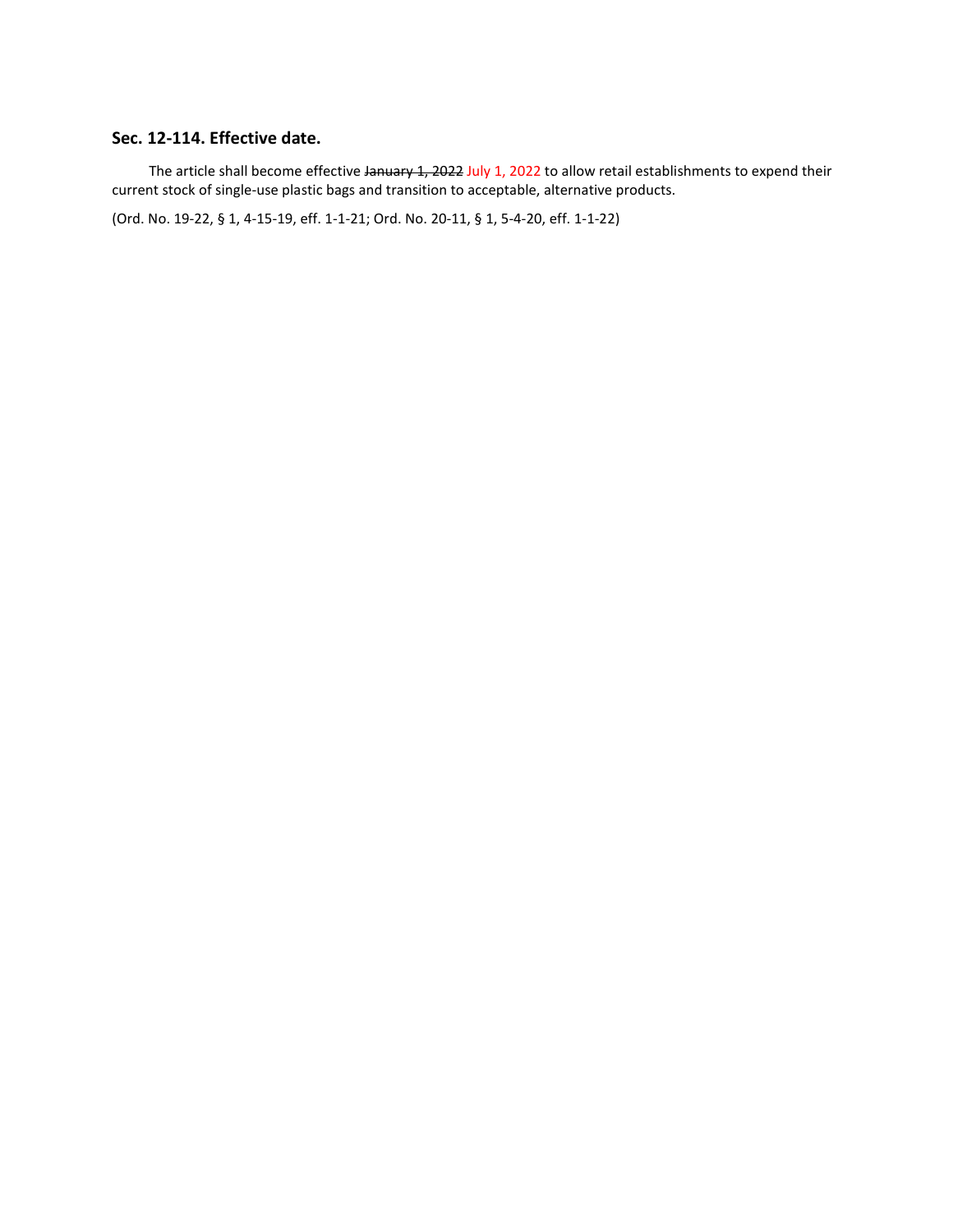### Sec. 12-114. Effective date.

The article shall become effective ~~January 1, 2022~~ July 1, 2022 to allow retail establishments to expend their current stock of single-use plastic bags and transition to acceptable, alternative products.

(Ord. No. 19-22, § 1, 4-15-19, eff. 1-1-21; Ord. No. 20-11, § 1, 5-4-20, eff. 1-1-22)